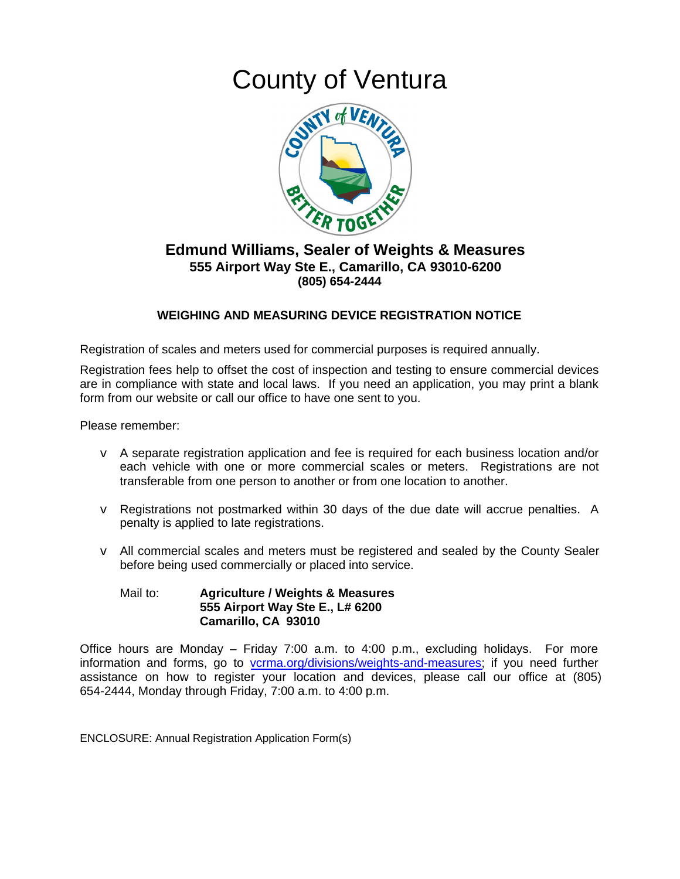# County of Ventura

**Edmund Williams, Sealer of Weights & Measures**
**555 Airport Way Ste E., Camarillo, CA 93010-6200**
**(805) 654-2444**

## WEIGHING AND MEASURING DEVICE REGISTRATION NOTICE

Registration of scales and meters used for commercial purposes is required annually.

Registration fees help to offset the cost of inspection and testing to ensure commercial devices are in compliance with state and local laws. If you need an application, you may print a blank form from our website or call our office to have one sent to you.

Please remember:

- A separate registration application and fee is required for each business location and/or each vehicle with one or more commercial scales or meters. Registrations are not transferable from one person to another or from one location to another.
- Registrations not postmarked within 30 days of the due date will accrue penalties. A penalty is applied to late registrations.
- All commercial scales and meters must be registered and sealed by the County Sealer before being used commercially or placed into service.

Mail to: **Agriculture / Weights & Measures**
**555 Airport Way Ste E., L# 6200**
**Camarillo, CA 93010**

Office hours are Monday – Friday 7:00 a.m. to 4:00 p.m., excluding holidays. For more information and forms, go to vcrma.org/divisions/weights-and-measures; if you need further assistance on how to register your location and devices, please call our office at (805) 654-2444, Monday through Friday, 7:00 a.m. to 4:00 p.m.

ENCLOSURE: Annual Registration Application Form(s)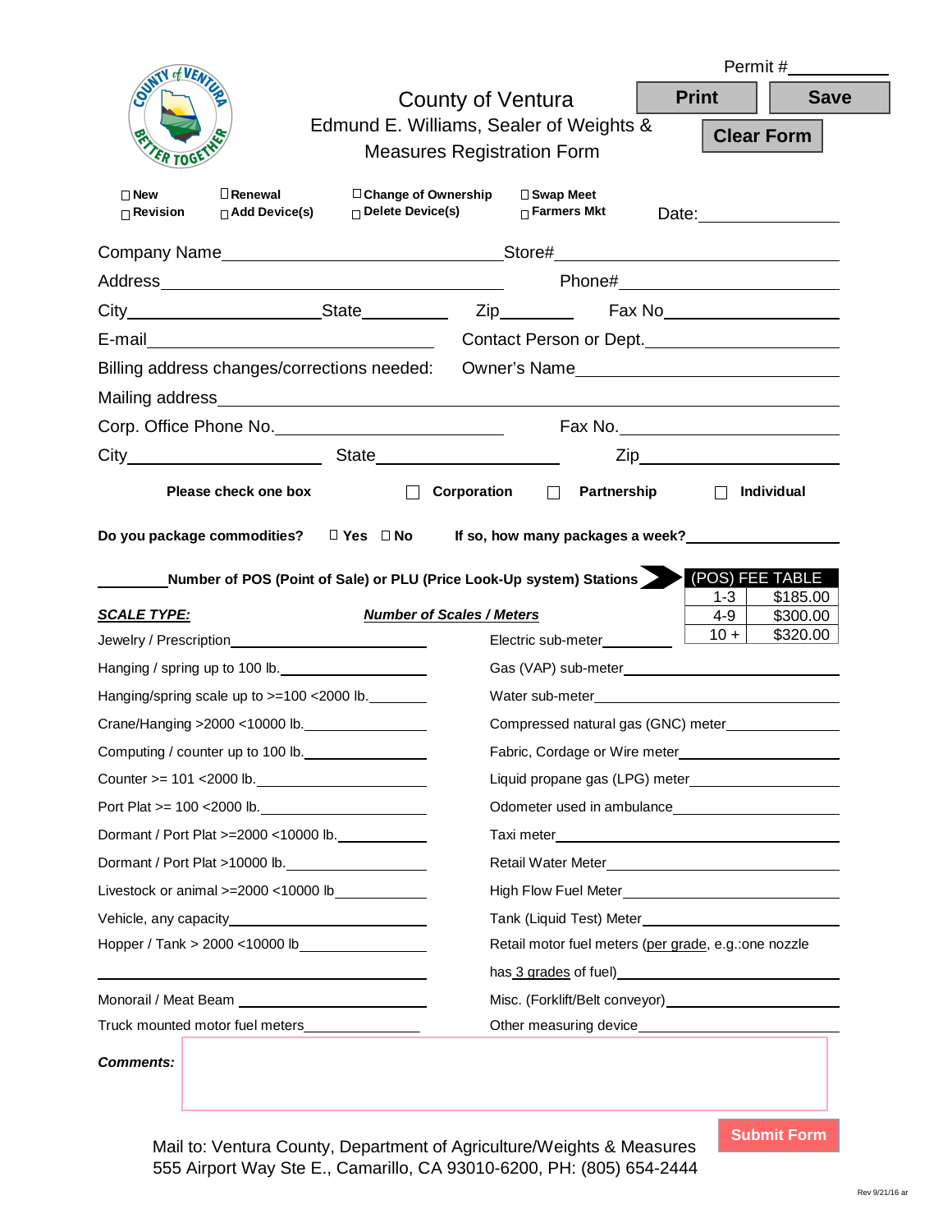Permit #___________

Print | Save | Clear Form

# County of Ventura

## Edmund E. Williams, Sealer of Weights & Measures Registration Form

☐ New ☐ Renewal ☐ Change of Ownership ☐ Swap Meet
☐ Revision ☐ Add Device(s) ☐ Delete Device(s) ☐ Farmers Mkt

Date:___________

Company Name_______________________ Store#___________________

Address_______________________ Phone#___________________

City_______________ State__________ Zip________ Fax No___________________

E-mail_______________________ Contact Person or Dept.___________________

Billing address changes/corrections needed: Owner's Name___________________

Mailing address_____________________________________________

Corp. Office Phone No.___________________ Fax No.___________________

City_______________ State_______________ Zip_______________

**Please check one box** ☐ **Corporation** ☐ **Partnership** ☐ **Individual**

**Do you package commodities?** ☐ **Yes** ☐ **No** **If so, how many packages a week?**___________

________**Number of POS (Point of Sale) or PLU (Price Look-Up system) Stations**

| (POS) FEE TABLE | |
|---|---|
| 1-3 | $185.00 |
| 4-9 | $300.00 |
| 10 + | $320.00 |

***SCALE TYPE:*** ***Number of Scales / Meters***

Jewelry / Prescription___________

Hanging / spring up to 100 lb.___________

Hanging/spring scale up to >=100 <2000 lb.___________

Crane/Hanging >2000 <10000 lb.___________

Computing / counter up to 100 lb.___________

Counter >= 101 <2000 lb.___________

Port Plat >= 100 <2000 lb.___________

Dormant / Port Plat >=2000 <10000 lb.___________

Dormant / Port Plat >10000 lb.___________

Livestock or animal >=2000 <10000 lb___________

Vehicle, any capacity___________

Hopper / Tank > 2000 <10000 lb___________

_______________________

Monorail / Meat Beam___________

Truck mounted motor fuel meters___________

Electric sub-meter___________

Gas (VAP) sub-meter___________

Water sub-meter___________

Compressed natural gas (GNC) meter___________

Fabric, Cordage or Wire meter___________

Liquid propane gas (LPG) meter___________

Odometer used in ambulance___________

Taxi meter___________

Retail Water Meter___________

High Flow Fuel Meter___________

Tank (Liquid Test) Meter___________

Retail motor fuel meters (per grade, e.g.:one nozzle has 3 grades of fuel)___________

Misc. (Forklift/Belt conveyor)___________

Other measuring device___________

***Comments:***

Submit Form

Mail to: Ventura County, Department of Agriculture/Weights & Measures
555 Airport Way Ste E., Camarillo, CA 93010-6200, PH: (805) 654-2444

Rev 9/21/16 ar